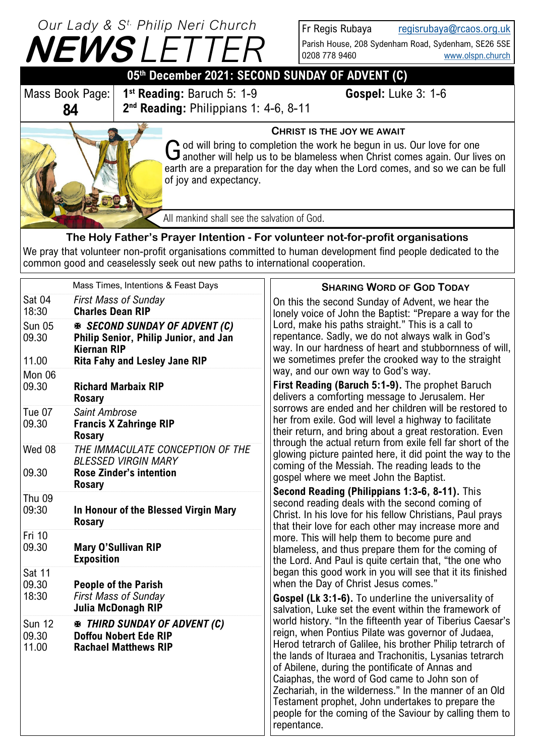# Our Lady & St. Philip Neri Church NEWSLETTER

Fr Regis Rubaya regisrubaya@rcaos.org.uk
Parish House, 208 Sydenham Road, Sydenham, SE26 5SE
0208 778 9460 www.olspn.church

## 05th December 2021: SECOND SUNDAY OF ADVENT (C)

| Mass Book Page: **84** | **1st Reading:** Baruch 5: 1-9 **2nd Reading:** Philippians 1: 4-6, 8-11 | **Gospel:** Luke 3: 1-6 |
|---|---|---|

### Christ is the Joy We Await

God will bring to completion the work he began in us. Our love for one another will help us to be blameless when Christ comes again. Our lives on earth are a preparation for the day when the Lord comes, and so we can be full of joy and expectancy.

All mankind shall see the salvation of God.

### The Holy Father's Prayer Intention - For volunteer not-for-profit organisations

We pray that volunteer non-profit organisations committed to human development find people dedicated to the common good and ceaselessly seek out new paths to international cooperation.

| | Mass Times, Intentions & Feast Days |
|---|---|
| Sat 04 | *First Mass of Sunday* |
| 18:30 | **Charles Dean RIP** |
| Sun 05 | ✠ ***SECOND SUNDAY OF ADVENT (C)*** |
| 09.30 | **Philip Senior, Philip Junior, and Jan Kiernan RIP** |
| 11.00 | **Rita Fahy and Lesley Jane RIP** |
| Mon 06 | |
| 09.30 | **Richard Marbaix RIP** |
| | **Rosary** |
| Tue 07 | *Saint Ambrose* |
| 09.30 | **Francis X Zahringe RIP** |
| | **Rosary** |
| Wed 08 | *THE IMMACULATE CONCEPTION OF THE BLESSED VIRGIN MARY* |
| 09.30 | **Rose Zinder's intention** |
| | **Rosary** |
| Thu 09 | |
| 09:30 | **In Honour of the Blessed Virgin Mary** |
| | **Rosary** |
| Fri 10 | |
| 09.30 | **Mary O'Sullivan RIP** |
| | **Exposition** |
| Sat 11 | |
| 09.30 | **People of the Parish** |
| 18:30 | *First Mass of Sunday* |
| | **Julia McDonagh RIP** |
| Sun 12 | ✠ ***THIRD SUNDAY OF ADVENT (C)*** |
| 09.30 | **Doffou Nobert Ede RIP** |
| 11.00 | **Rachael Matthews RIP** |

### Sharing Word of God Today

On this the second Sunday of Advent, we hear the lonely voice of John the Baptist: "Prepare a way for the Lord, make his paths straight." This is a call to repentance. Sadly, we do not always walk in God's way. In our hardness of heart and stubbornness of will, we sometimes prefer the crooked way to the straight way, and our own way to God's way.

**First Reading (Baruch 5:1-9).** The prophet Baruch delivers a comforting message to Jerusalem. Her sorrows are ended and her children will be restored to her from exile. God will level a highway to facilitate their return, and bring about a great restoration. Even through the actual return from exile fell far short of the glowing picture painted here, it did point the way to the coming of the Messiah. The reading leads to the gospel where we meet John the Baptist.

**Second Reading (Philippians 1:3-6, 8-11).** This second reading deals with the second coming of Christ. In his love for his fellow Christians, Paul prays that their love for each other may increase more and more. This will help them to become pure and blameless, and thus prepare them for the coming of the Lord. And Paul is quite certain that, "the one who began this good work in you will see that it its finished when the Day of Christ Jesus comes."

**Gospel (Lk 3:1-6).** To underline the universality of salvation, Luke set the event within the framework of world history. "In the fifteenth year of Tiberius Caesar's reign, when Pontius Pilate was governor of Judaea, Herod tetrarch of Galilee, his brother Philip tetrarch of the lands of Ituraea and Trachonitis, Lysanias tetrarch of Abilene, during the pontificate of Annas and Caiaphas, the word of God came to John son of Zechariah, in the wilderness." In the manner of an Old Testament prophet, John undertakes to prepare the people for the coming of the Saviour by calling them to repentance.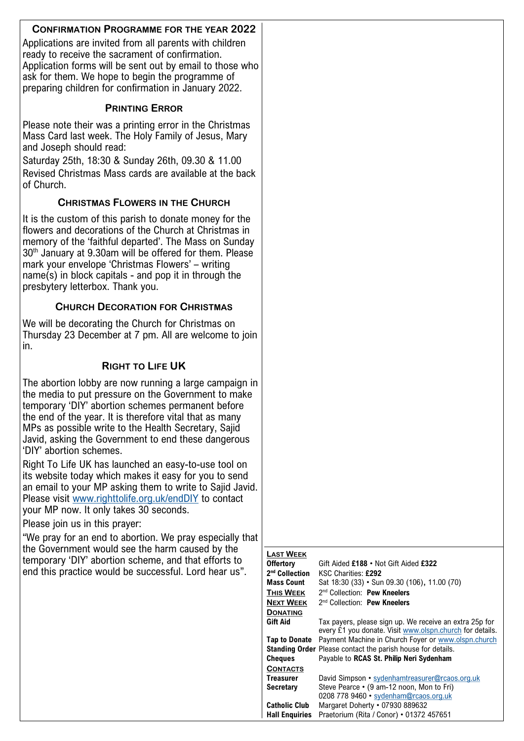### Confirmation Programme for the Year 2022

Applications are invited from all parents with children ready to receive the sacrament of confirmation. Application forms will be sent out by email to those who ask for them. We hope to begin the programme of preparing children for confirmation in January 2022.

### Printing Error

Please note their was a printing error in the Christmas Mass Card last week. The Holy Family of Jesus, Mary and Joseph should read:

Saturday 25th, 18:30 & Sunday 26th, 09.30 & 11.00

Revised Christmas Mass cards are available at the back of Church.

### Christmas Flowers in the Church

It is the custom of this parish to donate money for the flowers and decorations of the Church at Christmas in memory of the 'faithful departed'. The Mass on Sunday 30th January at 9.30am will be offered for them. Please mark your envelope 'Christmas Flowers' – writing name(s) in block capitals - and pop it in through the presbytery letterbox. Thank you.

### Church Decoration for Christmas

We will be decorating the Church for Christmas on Thursday 23 December at 7 pm. All are welcome to join in.

### Right to Life UK

The abortion lobby are now running a large campaign in the media to put pressure on the Government to make temporary 'DIY' abortion schemes permanent before the end of the year. It is therefore vital that as many MPs as possible write to the Health Secretary, Sajid Javid, asking the Government to end these dangerous 'DIY' abortion schemes.

Right To Life UK has launched an easy-to-use tool on its website today which makes it easy for you to send an email to your MP asking them to write to Sajid Javid. Please visit www.righttolife.org.uk/endDIY to contact your MP now. It only takes 30 seconds.

Please join us in this prayer:

"We pray for an end to abortion. We pray especially that the Government would see the harm caused by the temporary 'DIY' abortion scheme, and that efforts to end this practice would be successful. Lord hear us".

**Last Week**

| | |
|---|---|
| **Offertory** | Gift Aided **£188** • Not Gift Aided **£322** |
| **2nd Collection** | KSC Charities: **£292** |
| **Mass Count** | Sat 18:30 (33) • Sun 09.30 (106), 11.00 (70) |
| **This Week** | 2nd Collection: **Pew Kneelers** |
| **Next Week** | 2nd Collection: **Pew Kneelers** |

**Donating**

| | |
|---|---|
| **Gift Aid** | Tax payers, please sign up. We receive an extra 25p for every £1 you donate. Visit www.olspn.church for details. |
| **Tap to Donate** | Payment Machine in Church Foyer or www.olspn.church |
| **Standing Order** | Please contact the parish house for details. |
| **Cheques** | Payable to **RCAS St. Philip Neri Sydenham** |

**Contacts**

| | |
|---|---|
| **Treasurer** | David Simpson • sydenhamtreasurer@rcaos.org.uk |
| **Secretary** | Steve Pearce • (9 am-12 noon, Mon to Fri) 0208 778 9460 • sydenham@rcaos.org.uk |
| **Catholic Club** | Margaret Doherty • 07930 889632 |
| **Hall Enquiries** | Praetorium (Rita / Conor) • 01372 457651 |